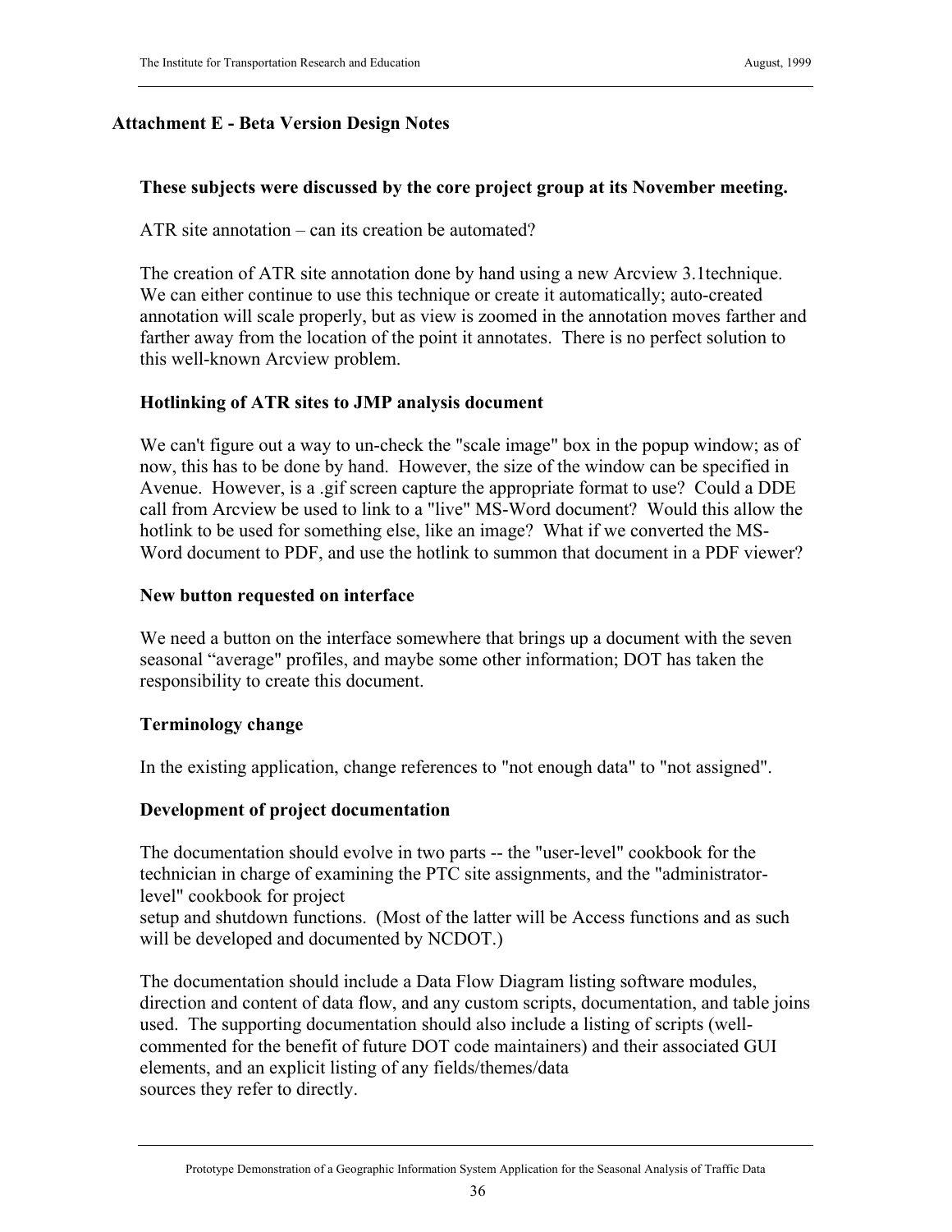## Attachment E - Beta Version Design Notes

**These subjects were discussed by the core project group at its November meeting.**

ATR site annotation – can its creation be automated?

The creation of ATR site annotation done by hand using a new Arcview 3.1technique. We can either continue to use this technique or create it automatically; auto-created annotation will scale properly, but as view is zoomed in the annotation moves farther and farther away from the location of the point it annotates. There is no perfect solution to this well-known Arcview problem.

**Hotlinking of ATR sites to JMP analysis document**

We can't figure out a way to un-check the "scale image" box in the popup window; as of now, this has to be done by hand. However, the size of the window can be specified in Avenue. However, is a .gif screen capture the appropriate format to use? Could a DDE call from Arcview be used to link to a "live" MS-Word document? Would this allow the hotlink to be used for something else, like an image? What if we converted the MS-Word document to PDF, and use the hotlink to summon that document in a PDF viewer?

**New button requested on interface**

We need a button on the interface somewhere that brings up a document with the seven seasonal "average" profiles, and maybe some other information; DOT has taken the responsibility to create this document.

**Terminology change**

In the existing application, change references to "not enough data" to "not assigned".

**Development of project documentation**

The documentation should evolve in two parts -- the "user-level" cookbook for the technician in charge of examining the PTC site assignments, and the "administrator-level" cookbook for project setup and shutdown functions. (Most of the latter will be Access functions and as such will be developed and documented by NCDOT.)

The documentation should include a Data Flow Diagram listing software modules, direction and content of data flow, and any custom scripts, documentation, and table joins used. The supporting documentation should also include a listing of scripts (well-commented for the benefit of future DOT code maintainers) and their associated GUI elements, and an explicit listing of any fields/themes/data sources they refer to directly.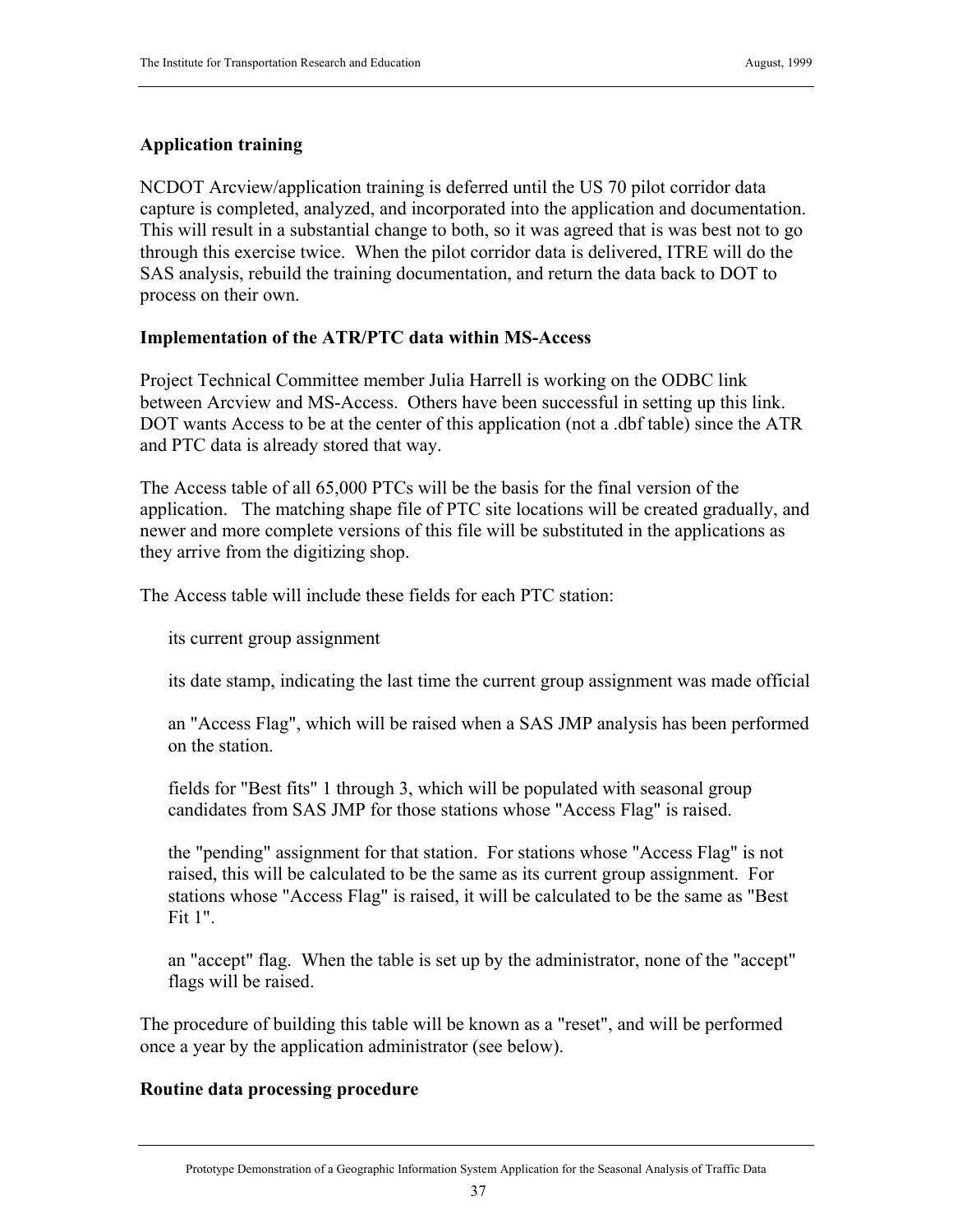### Application training

NCDOT Arcview/application training is deferred until the US 70 pilot corridor data capture is completed, analyzed, and incorporated into the application and documentation. This will result in a substantial change to both, so it was agreed that is was best not to go through this exercise twice. When the pilot corridor data is delivered, ITRE will do the SAS analysis, rebuild the training documentation, and return the data back to DOT to process on their own.

### Implementation of the ATR/PTC data within MS-Access

Project Technical Committee member Julia Harrell is working on the ODBC link between Arcview and MS-Access. Others have been successful in setting up this link. DOT wants Access to be at the center of this application (not a .dbf table) since the ATR and PTC data is already stored that way.

The Access table of all 65,000 PTCs will be the basis for the final version of the application. The matching shape file of PTC site locations will be created gradually, and newer and more complete versions of this file will be substituted in the applications as they arrive from the digitizing shop.

The Access table will include these fields for each PTC station:

- its current group assignment
- its date stamp, indicating the last time the current group assignment was made official
- an "Access Flag", which will be raised when a SAS JMP analysis has been performed on the station.
- fields for "Best fits" 1 through 3, which will be populated with seasonal group candidates from SAS JMP for those stations whose "Access Flag" is raised.
- the "pending" assignment for that station. For stations whose "Access Flag" is not raised, this will be calculated to be the same as its current group assignment. For stations whose "Access Flag" is raised, it will be calculated to be the same as "Best Fit 1".
- an "accept" flag. When the table is set up by the administrator, none of the "accept" flags will be raised.

The procedure of building this table will be known as a "reset", and will be performed once a year by the application administrator (see below).

### Routine data processing procedure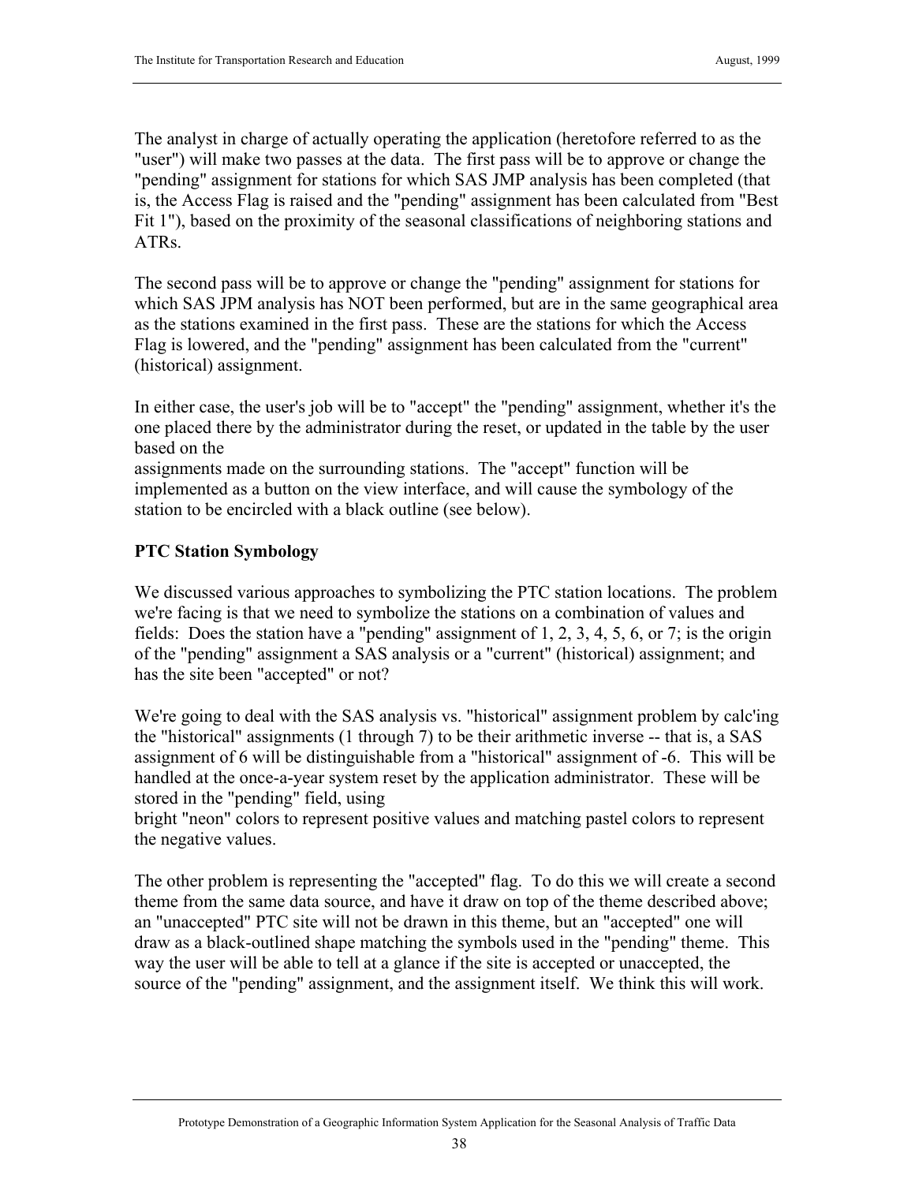The analyst in charge of actually operating the application (heretofore referred to as the "user") will make two passes at the data. The first pass will be to approve or change the "pending" assignment for stations for which SAS JMP analysis has been completed (that is, the Access Flag is raised and the "pending" assignment has been calculated from "Best Fit 1"), based on the proximity of the seasonal classifications of neighboring stations and ATRs.

The second pass will be to approve or change the "pending" assignment for stations for which SAS JPM analysis has NOT been performed, but are in the same geographical area as the stations examined in the first pass. These are the stations for which the Access Flag is lowered, and the "pending" assignment has been calculated from the "current" (historical) assignment.

In either case, the user's job will be to "accept" the "pending" assignment, whether it's the one placed there by the administrator during the reset, or updated in the table by the user based on the assignments made on the surrounding stations. The "accept" function will be implemented as a button on the view interface, and will cause the symbology of the station to be encircled with a black outline (see below).

**PTC Station Symbology**

We discussed various approaches to symbolizing the PTC station locations. The problem we're facing is that we need to symbolize the stations on a combination of values and fields: Does the station have a "pending" assignment of 1, 2, 3, 4, 5, 6, or 7; is the origin of the "pending" assignment a SAS analysis or a "current" (historical) assignment; and has the site been "accepted" or not?

We're going to deal with the SAS analysis vs. "historical" assignment problem by calc'ing the "historical" assignments (1 through 7) to be their arithmetic inverse -- that is, a SAS assignment of 6 will be distinguishable from a "historical" assignment of -6. This will be handled at the once-a-year system reset by the application administrator. These will be stored in the "pending" field, using bright "neon" colors to represent positive values and matching pastel colors to represent the negative values.

The other problem is representing the "accepted" flag. To do this we will create a second theme from the same data source, and have it draw on top of the theme described above; an "unaccepted" PTC site will not be drawn in this theme, but an "accepted" one will draw as a black-outlined shape matching the symbols used in the "pending" theme. This way the user will be able to tell at a glance if the site is accepted or unaccepted, the source of the "pending" assignment, and the assignment itself. We think this will work.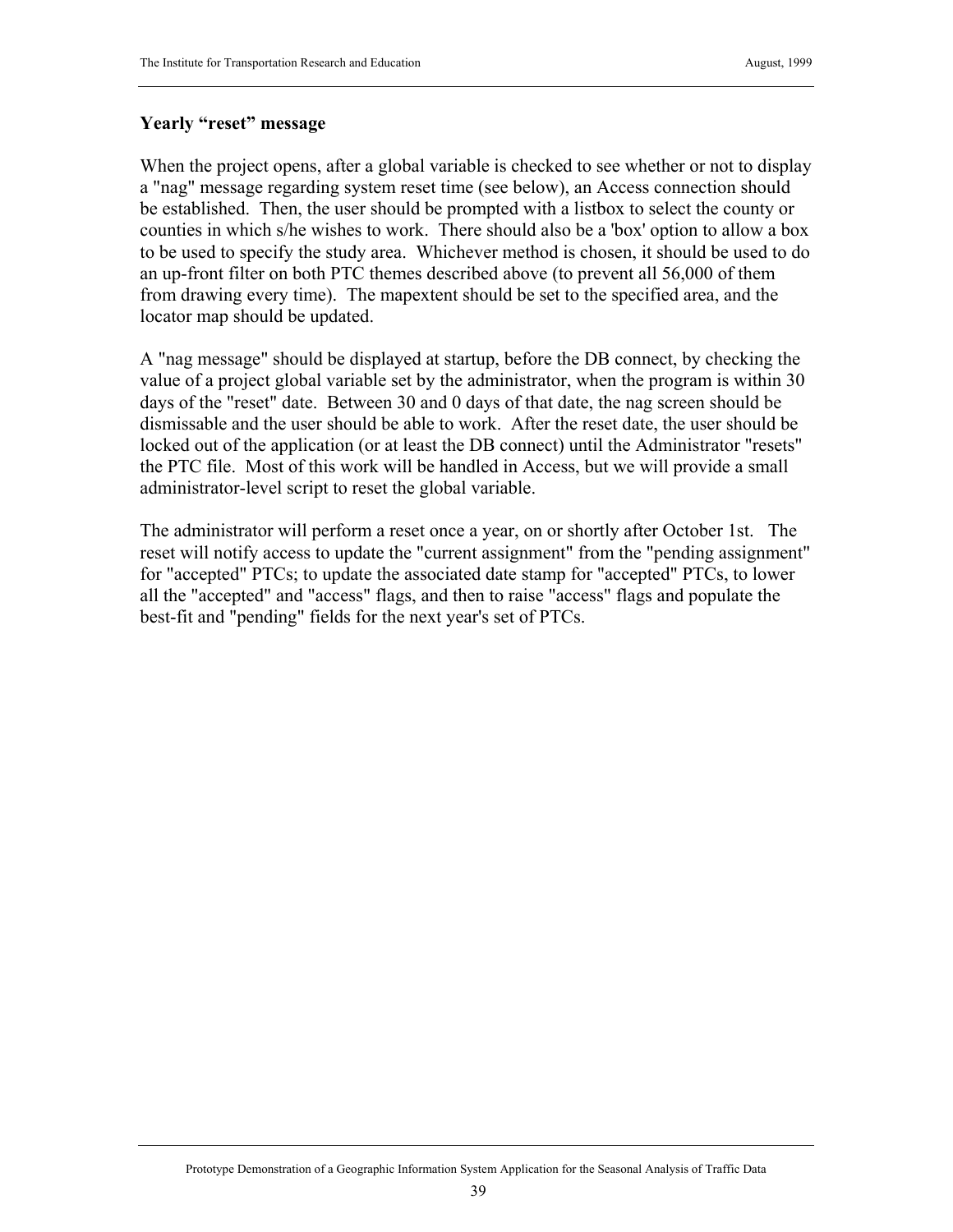### Yearly "reset" message

When the project opens, after a global variable is checked to see whether or not to display a "nag" message regarding system reset time (see below), an Access connection should be established. Then, the user should be prompted with a listbox to select the county or counties in which s/he wishes to work. There should also be a 'box' option to allow a box to be used to specify the study area. Whichever method is chosen, it should be used to do an up-front filter on both PTC themes described above (to prevent all 56,000 of them from drawing every time). The mapextent should be set to the specified area, and the locator map should be updated.

A "nag message" should be displayed at startup, before the DB connect, by checking the value of a project global variable set by the administrator, when the program is within 30 days of the "reset" date. Between 30 and 0 days of that date, the nag screen should be dismissable and the user should be able to work. After the reset date, the user should be locked out of the application (or at least the DB connect) until the Administrator "resets" the PTC file. Most of this work will be handled in Access, but we will provide a small administrator-level script to reset the global variable.

The administrator will perform a reset once a year, on or shortly after October 1st. The reset will notify access to update the "current assignment" from the "pending assignment" for "accepted" PTCs; to update the associated date stamp for "accepted" PTCs, to lower all the "accepted" and "access" flags, and then to raise "access" flags and populate the best-fit and "pending" fields for the next year's set of PTCs.